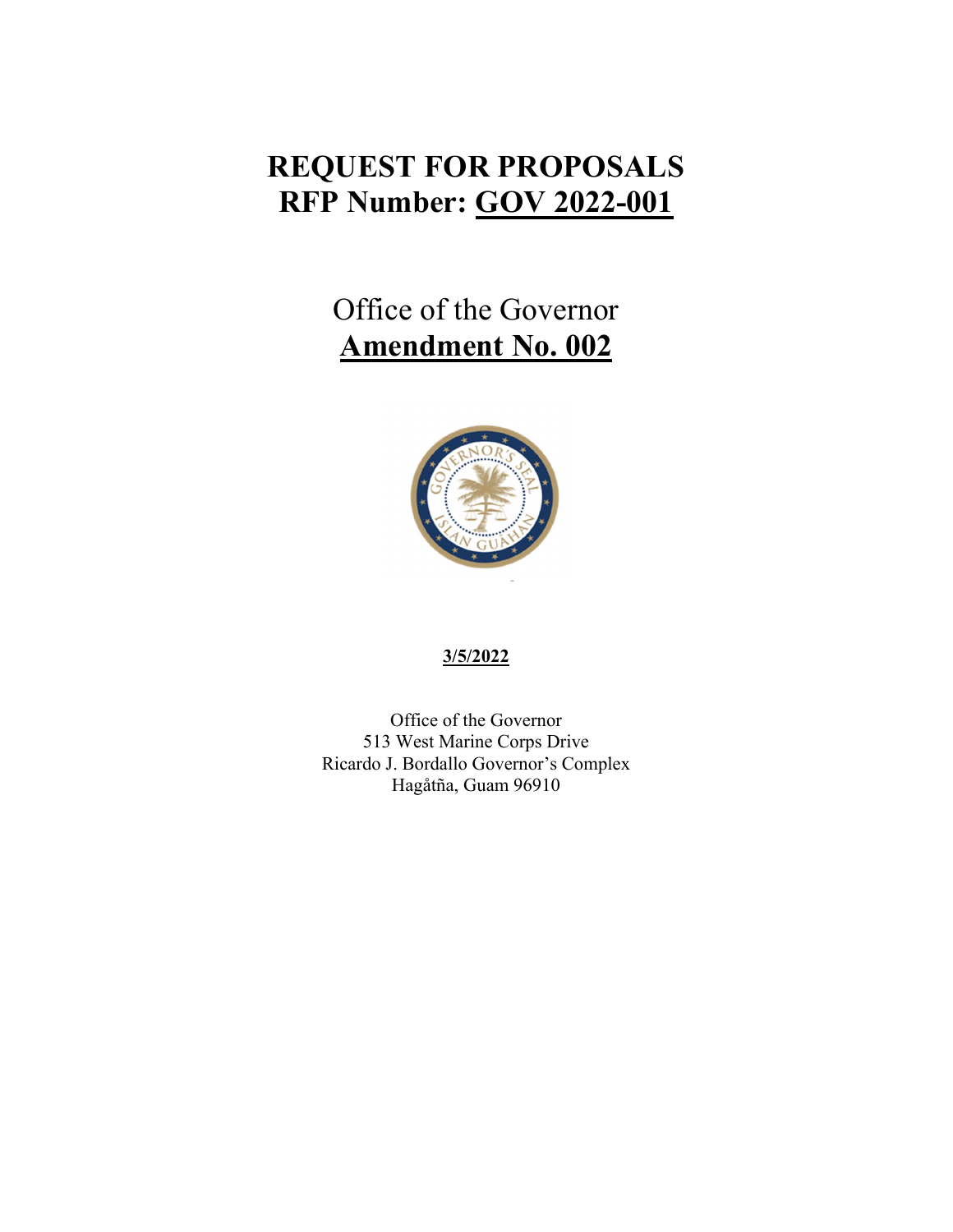# REQUEST FOR PROPOSALS
# RFP Number: GOV 2022-001

## Office of the Governor
## Amendment No. 002

**3/5/2022**

Office of the Governor
513 West Marine Corps Drive
Ricardo J. Bordallo Governor's Complex
Hagåtña, Guam 96910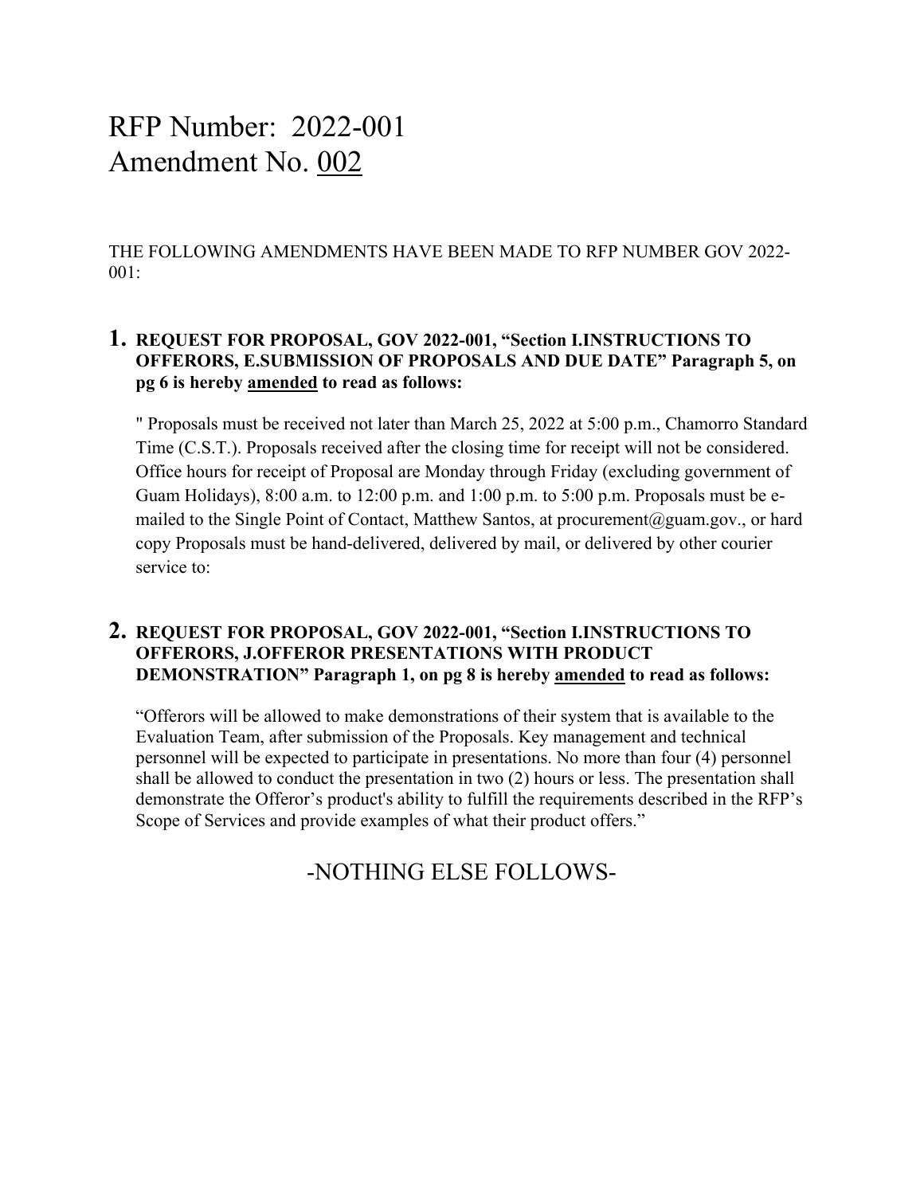# RFP Number: 2022-001
# Amendment No. 002

THE FOLLOWING AMENDMENTS HAVE BEEN MADE TO RFP NUMBER GOV 2022-001:

## 1. REQUEST FOR PROPOSAL, GOV 2022-001, "Section I.INSTRUCTIONS TO OFFERORS, E.SUBMISSION OF PROPOSALS AND DUE DATE" Paragraph 5, on pg 6 is hereby amended to read as follows:

" Proposals must be received not later than March 25, 2022 at 5:00 p.m., Chamorro Standard Time (C.S.T.). Proposals received after the closing time for receipt will not be considered. Office hours for receipt of Proposal are Monday through Friday (excluding government of Guam Holidays), 8:00 a.m. to 12:00 p.m. and 1:00 p.m. to 5:00 p.m. Proposals must be e-mailed to the Single Point of Contact, Matthew Santos, at procurement@guam.gov., or hard copy Proposals must be hand-delivered, delivered by mail, or delivered by other courier service to:

## 2. REQUEST FOR PROPOSAL, GOV 2022-001, "Section I.INSTRUCTIONS TO OFFERORS, J.OFFEROR PRESENTATIONS WITH PRODUCT DEMONSTRATION" Paragraph 1, on pg 8 is hereby amended to read as follows:

"Offerors will be allowed to make demonstrations of their system that is available to the Evaluation Team, after submission of the Proposals. Key management and technical personnel will be expected to participate in presentations. No more than four (4) personnel shall be allowed to conduct the presentation in two (2) hours or less. The presentation shall demonstrate the Offeror's product's ability to fulfill the requirements described in the RFP's Scope of Services and provide examples of what their product offers."

-NOTHING ELSE FOLLOWS-